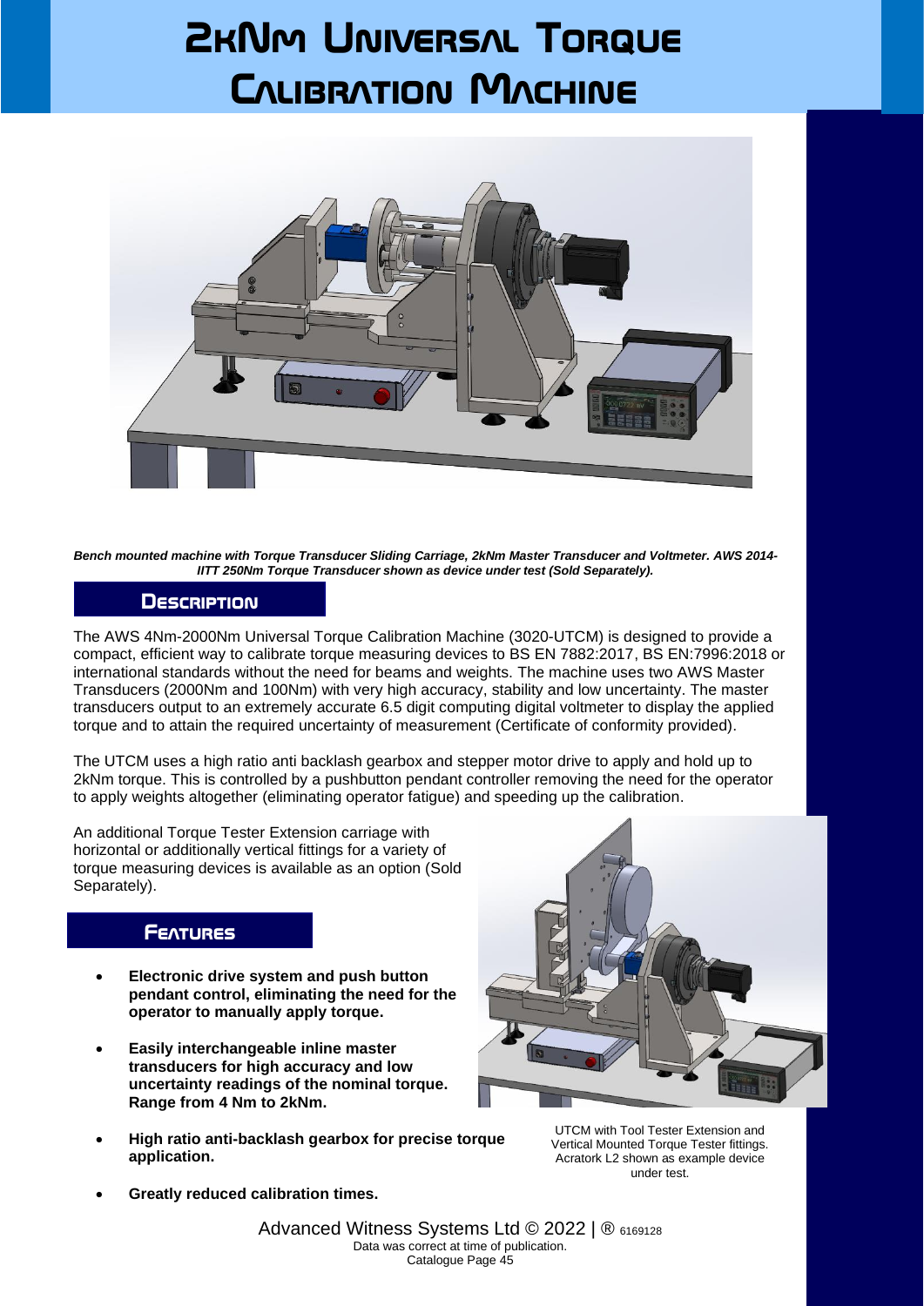# 2kNm Universal Torque Calibration Machine

*Bench mounted machine with Torque Transducer Sliding Carriage, 2kNm Master Transducer and Voltmeter. AWS 2014-IITT 250Nm Torque Transducer shown as device under test (Sold Separately).*

## Description

The AWS 4Nm-2000Nm Universal Torque Calibration Machine (3020-UTCM) is designed to provide a compact, efficient way to calibrate torque measuring devices to BS EN 7882:2017, BS EN:7996:2018 or international standards without the need for beams and weights. The machine uses two AWS Master Transducers (2000Nm and 100Nm) with very high accuracy, stability and low uncertainty. The master transducers output to an extremely accurate 6.5 digit computing digital voltmeter to display the applied torque and to attain the required uncertainty of measurement (Certificate of conformity provided).

The UTCM uses a high ratio anti backlash gearbox and stepper motor drive to apply and hold up to 2kNm torque. This is controlled by a pushbutton pendant controller removing the need for the operator to apply weights altogether (eliminating operator fatigue) and speeding up the calibration.

An additional Torque Tester Extension carriage with horizontal or additionally vertical fittings for a variety of torque measuring devices is available as an option (Sold Separately).

## Features

- **Electronic drive system and push button pendant control, eliminating the need for the operator to manually apply torque.**
- **Easily interchangeable inline master transducers for high accuracy and low uncertainty readings of the nominal torque. Range from 4 Nm to 2kNm.**
- **High ratio anti-backlash gearbox for precise torque application.**
- **Greatly reduced calibration times.**

UTCM with Tool Tester Extension and Vertical Mounted Torque Tester fittings. Acratork L2 shown as example device under test.

Advanced Witness Systems Ltd © 2022 | ® 6169128
Data was correct at time of publication.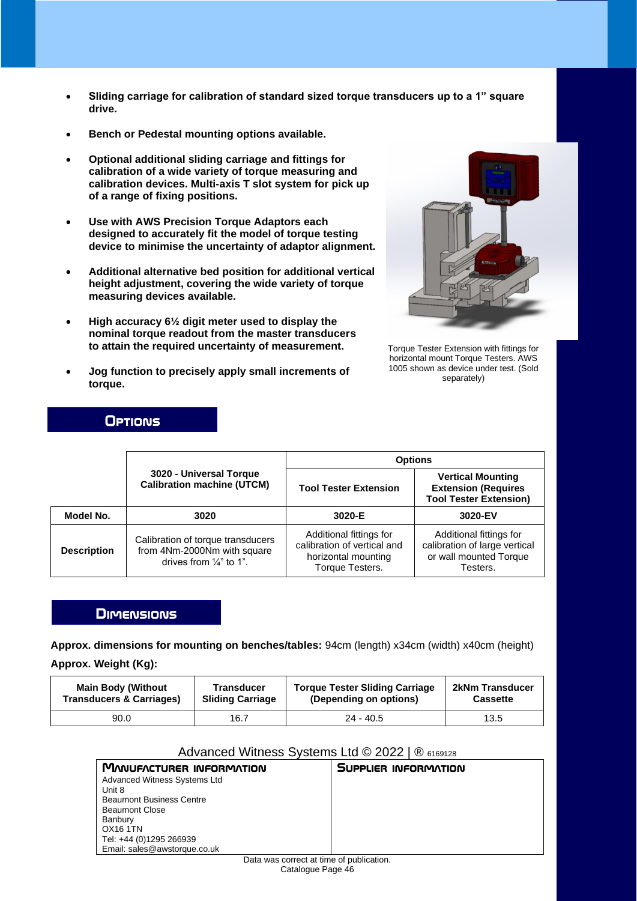- **Sliding carriage for calibration of standard sized torque transducers up to a 1" square drive.**
- **Bench or Pedestal mounting options available.**
- **Optional additional sliding carriage and fittings for calibration of a wide variety of torque measuring and calibration devices. Multi-axis T slot system for pick up of a range of fixing positions.**
- **Use with AWS Precision Torque Adaptors each designed to accurately fit the model of torque testing device to minimise the uncertainty of adaptor alignment.**
- **Additional alternative bed position for additional vertical height adjustment, covering the wide variety of torque measuring devices available.**
- **High accuracy 6½ digit meter used to display the nominal torque readout from the master transducers to attain the required uncertainty of measurement.**
- **Jog function to precisely apply small increments of torque.**

Torque Tester Extension with fittings for horizontal mount Torque Testers. AWS 1005 shown as device under test. (Sold separately)

## Options

| | 3020 - Universal Torque Calibration machine (UTCM) | Options | |
|---|---|---|---|
| | | Tool Tester Extension | Vertical Mounting Extension (Requires Tool Tester Extension) |
| **Model No.** | **3020** | **3020-E** | **3020-EV** |
| **Description** | Calibration of torque transducers from 4Nm-2000Nm with square drives from ¼" to 1". | Additional fittings for calibration of vertical and horizontal mounting Torque Testers. | Additional fittings for calibration of large vertical or wall mounted Torque Testers. |

## Dimensions

**Approx. dimensions for mounting on benches/tables:** 94cm (length) x34cm (width) x40cm (height)

**Approx. Weight (Kg):**

| Main Body (Without Transducers & Carriages) | Transducer Sliding Carriage | Torque Tester Sliding Carriage (Depending on options) | 2kNm Transducer Cassette |
|---|---|---|---|
| 90.0 | 16.7 | 24 - 40.5 | 13.5 |

Advanced Witness Systems Ltd © 2022 | ® 6169128

| Manufacturer Information | Supplier Information |
|---|---|
| Advanced Witness Systems Ltd<br>Unit 8<br>Beaumont Business Centre<br>Beaumont Close<br>Banbury<br>OX16 1TN<br>Tel: +44 (0)1295 266939<br>Email: sales@awstorque.co.uk | |

Data was correct at time of publication.
Catalogue Page 46